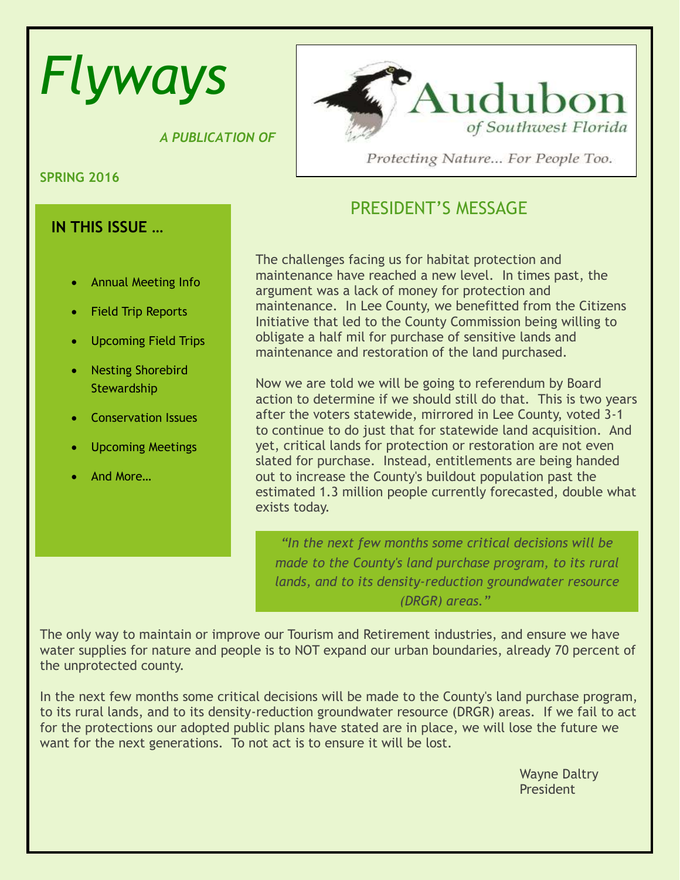# Flyways

*A PUBLICATION OF*

Audubon of Southwest Florida

Protecting Nature... For People Too.

**SPRING 2016**

## IN THIS ISSUE …

- Annual Meeting Info
- Field Trip Reports
- Upcoming Field Trips
- Nesting Shorebird Stewardship
- Conservation Issues
- Upcoming Meetings
- And More…

## PRESIDENT'S MESSAGE

The challenges facing us for habitat protection and maintenance have reached a new level. In times past, the argument was a lack of money for protection and maintenance. In Lee County, we benefitted from the Citizens Initiative that led to the County Commission being willing to obligate a half mil for purchase of sensitive lands and maintenance and restoration of the land purchased.

Now we are told we will be going to referendum by Board action to determine if we should still do that. This is two years after the voters statewide, mirrored in Lee County, voted 3-1 to continue to do just that for statewide land acquisition. And yet, critical lands for protection or restoration are not even slated for purchase. Instead, entitlements are being handed out to increase the County's buildout population past the estimated 1.3 million people currently forecasted, double what exists today.

> *"In the next few months some critical decisions will be made to the County's land purchase program, to its rural lands, and to its density-reduction groundwater resource (DRGR) areas."*

The only way to maintain or improve our Tourism and Retirement industries, and ensure we have water supplies for nature and people is to NOT expand our urban boundaries, already 70 percent of the unprotected county.

In the next few months some critical decisions will be made to the County's land purchase program, to its rural lands, and to its density-reduction groundwater resource (DRGR) areas. If we fail to act for the protections our adopted public plans have stated are in place, we will lose the future we want for the next generations. To not act is to ensure it will be lost.

Wayne Daltry
President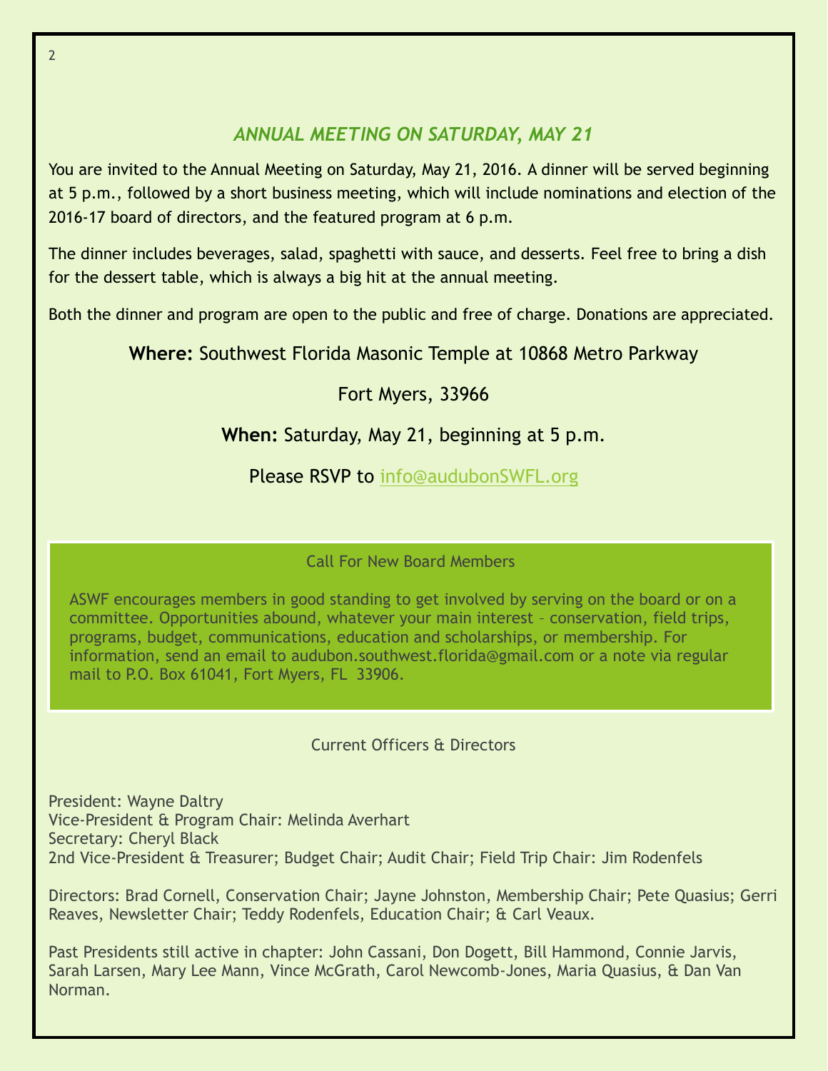## *ANNUAL MEETING ON SATURDAY, MAY 21*

You are invited to the Annual Meeting on Saturday, May 21, 2016. A dinner will be served beginning at 5 p.m., followed by a short business meeting, which will include nominations and election of the 2016-17 board of directors, and the featured program at 6 p.m.

The dinner includes beverages, salad, spaghetti with sauce, and desserts. Feel free to bring a dish for the dessert table, which is always a big hit at the annual meeting.

Both the dinner and program are open to the public and free of charge. Donations are appreciated.

**Where:** Southwest Florida Masonic Temple at 10868 Metro Parkway

Fort Myers, 33966

**When:** Saturday, May 21, beginning at 5 p.m.

Please RSVP to info@audubonSWFL.org

### Call For New Board Members

ASWF encourages members in good standing to get involved by serving on the board or on a committee. Opportunities abound, whatever your main interest – conservation, field trips, programs, budget, communications, education and scholarships, or membership. For information, send an email to audubon.southwest.florida@gmail.com or a note via regular mail to P.O. Box 61041, Fort Myers, FL 33906.

### Current Officers & Directors

President: Wayne Daltry
Vice-President & Program Chair: Melinda Averhart
Secretary: Cheryl Black
2nd Vice-President & Treasurer; Budget Chair; Audit Chair; Field Trip Chair: Jim Rodenfels

Directors: Brad Cornell, Conservation Chair; Jayne Johnston, Membership Chair; Pete Quasius; Gerri Reaves, Newsletter Chair; Teddy Rodenfels, Education Chair; & Carl Veaux.

Past Presidents still active in chapter: John Cassani, Don Dogett, Bill Hammond, Connie Jarvis, Sarah Larsen, Mary Lee Mann, Vince McGrath, Carol Newcomb-Jones, Maria Quasius, & Dan Van Norman.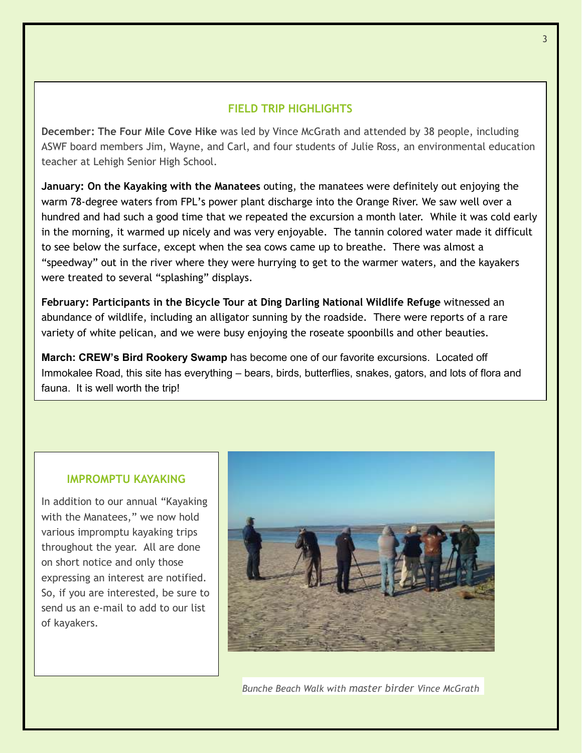## FIELD TRIP HIGHLIGHTS

**December: The Four Mile Cove Hike** was led by Vince McGrath and attended by 38 people, including ASWF board members Jim, Wayne, and Carl, and four students of Julie Ross, an environmental education teacher at Lehigh Senior High School.

**January: On the Kayaking with the Manatees** outing, the manatees were definitely out enjoying the warm 78-degree waters from FPL's power plant discharge into the Orange River. We saw well over a hundred and had such a good time that we repeated the excursion a month later. While it was cold early in the morning, it warmed up nicely and was very enjoyable. The tannin colored water made it difficult to see below the surface, except when the sea cows came up to breathe. There was almost a "speedway" out in the river where they were hurrying to get to the warmer waters, and the kayakers were treated to several "splashing" displays.

**February: Participants in the Bicycle Tour at Ding Darling National Wildlife Refuge** witnessed an abundance of wildlife, including an alligator sunning by the roadside. There were reports of a rare variety of white pelican, and we were busy enjoying the roseate spoonbills and other beauties.

**March: CREW's Bird Rookery Swamp** has become one of our favorite excursions. Located off Immokalee Road, this site has everything – bears, birds, butterflies, snakes, gators, and lots of flora and fauna. It is well worth the trip!

## IMPROMPTU KAYAKING

In addition to our annual "Kayaking with the Manatees," we now hold various impromptu kayaking trips throughout the year. All are done on short notice and only those expressing an interest are notified. So, if you are interested, be sure to send us an e-mail to add to our list of kayakers.

*Bunche Beach Walk with master birder Vince McGrath*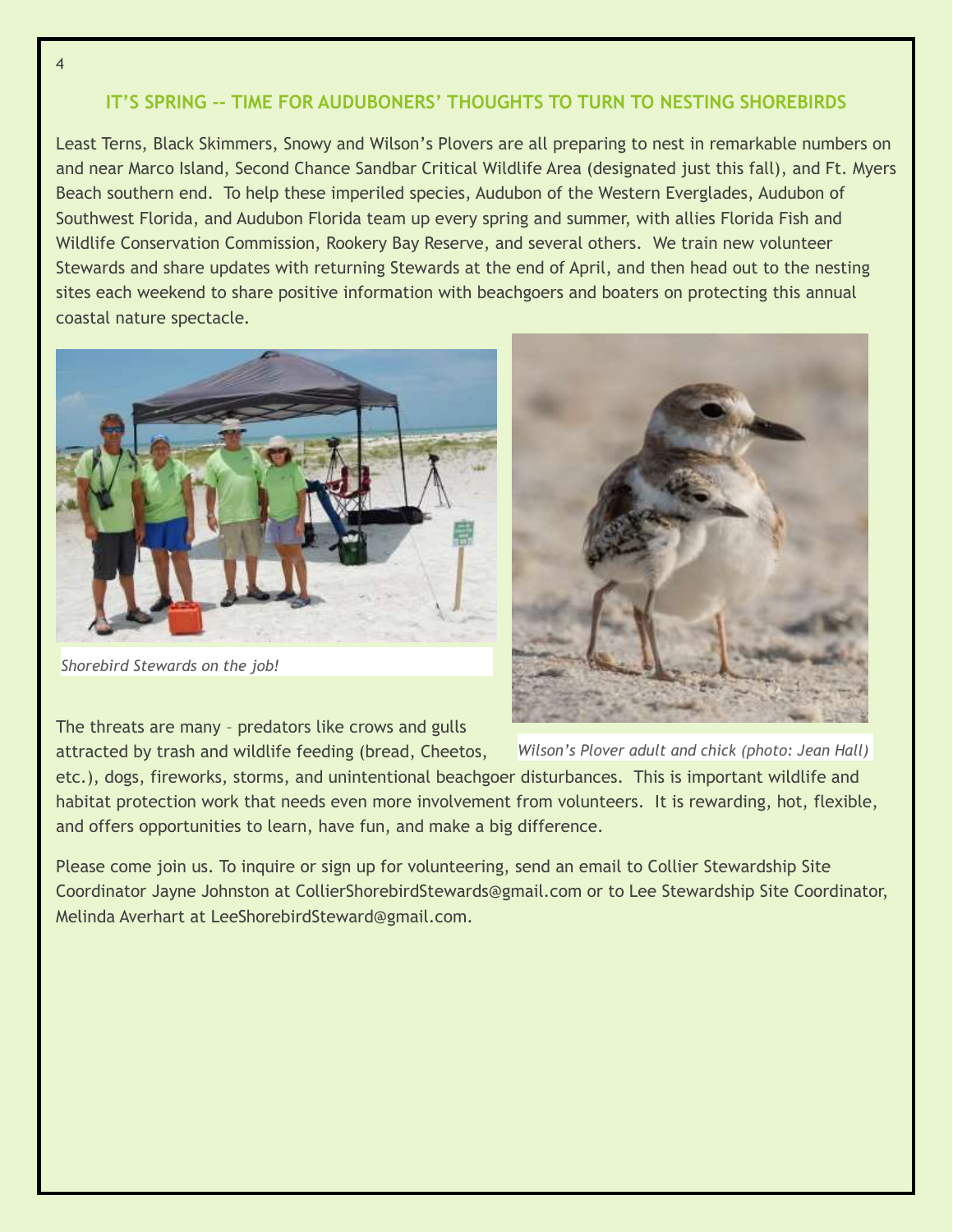## IT'S SPRING -- TIME FOR AUDUBONERS' THOUGHTS TO TURN TO NESTING SHOREBIRDS

Least Terns, Black Skimmers, Snowy and Wilson's Plovers are all preparing to nest in remarkable numbers on and near Marco Island, Second Chance Sandbar Critical Wildlife Area (designated just this fall), and Ft. Myers Beach southern end. To help these imperiled species, Audubon of the Western Everglades, Audubon of Southwest Florida, and Audubon Florida team up every spring and summer, with allies Florida Fish and Wildlife Conservation Commission, Rookery Bay Reserve, and several others. We train new volunteer Stewards and share updates with returning Stewards at the end of April, and then head out to the nesting sites each weekend to share positive information with beachgoers and boaters on protecting this annual coastal nature spectacle.

*Shorebird Stewards on the job!*

*Wilson's Plover adult and chick (photo: Jean Hall)*

The threats are many – predators like crows and gulls attracted by trash and wildlife feeding (bread, Cheetos, etc.), dogs, fireworks, storms, and unintentional beachgoer disturbances. This is important wildlife and habitat protection work that needs even more involvement from volunteers. It is rewarding, hot, flexible, and offers opportunities to learn, have fun, and make a big difference.

Please come join us. To inquire or sign up for volunteering, send an email to Collier Stewardship Site Coordinator Jayne Johnston at CollierShorebirdStewards@gmail.com or to Lee Stewardship Site Coordinator, Melinda Averhart at LeeShorebirdSteward@gmail.com.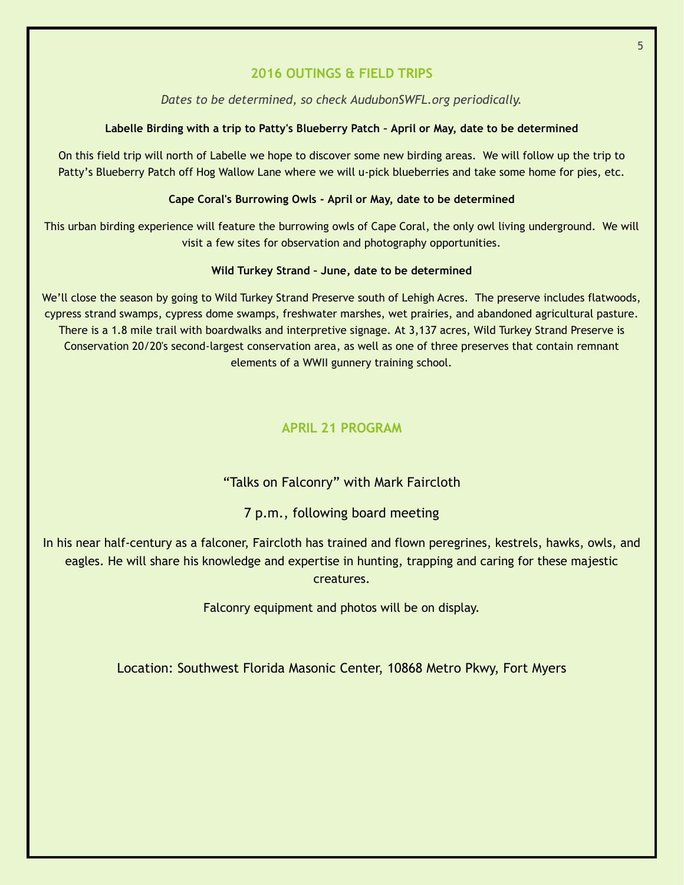## 2016 OUTINGS & FIELD TRIPS

*Dates to be determined, so check AudubonSWFL.org periodically.*

**Labelle Birding with a trip to Patty's Blueberry Patch – April or May, date to be determined**

On this field trip will north of Labelle we hope to discover some new birding areas. We will follow up the trip to Patty's Blueberry Patch off Hog Wallow Lane where we will u-pick blueberries and take some home for pies, etc.

**Cape Coral's Burrowing Owls - April or May, date to be determined**

This urban birding experience will feature the burrowing owls of Cape Coral, the only owl living underground. We will visit a few sites for observation and photography opportunities.

**Wild Turkey Strand – June, date to be determined**

We'll close the season by going to Wild Turkey Strand Preserve south of Lehigh Acres. The preserve includes flatwoods, cypress strand swamps, cypress dome swamps, freshwater marshes, wet prairies, and abandoned agricultural pasture. There is a 1.8 mile trail with boardwalks and interpretive signage. At 3,137 acres, Wild Turkey Strand Preserve is Conservation 20/20's second-largest conservation area, as well as one of three preserves that contain remnant elements of a WWII gunnery training school.

## APRIL 21 PROGRAM

"Talks on Falconry" with Mark Faircloth

7 p.m., following board meeting

In his near half-century as a falconer, Faircloth has trained and flown peregrines, kestrels, hawks, owls, and eagles. He will share his knowledge and expertise in hunting, trapping and caring for these majestic creatures.

Falconry equipment and photos will be on display.

Location: Southwest Florida Masonic Center, 10868 Metro Pkwy, Fort Myers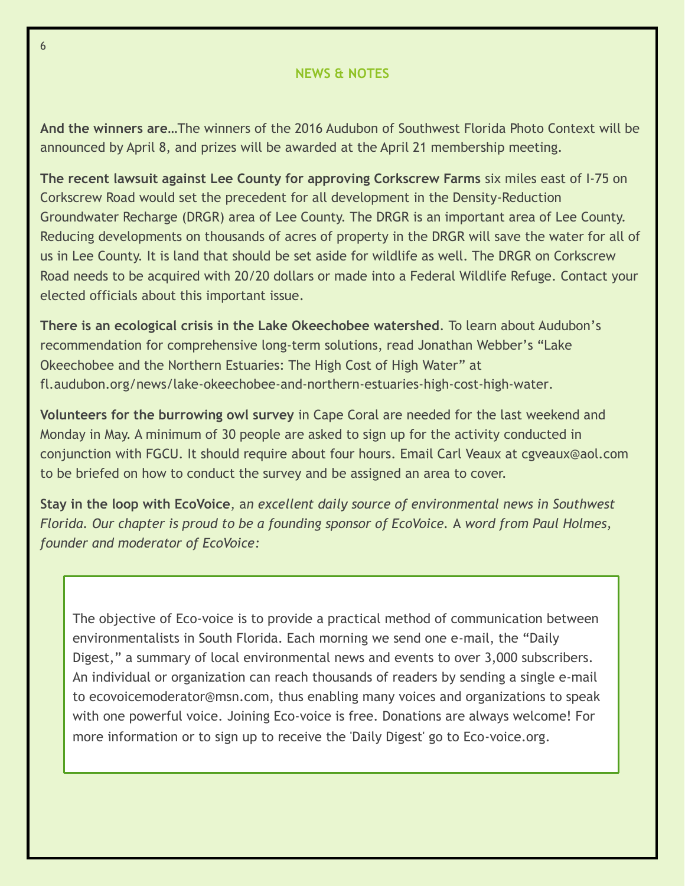## NEWS & NOTES

**And the winners are**…The winners of the 2016 Audubon of Southwest Florida Photo Context will be announced by April 8, and prizes will be awarded at the April 21 membership meeting.

**The recent lawsuit against Lee County for approving Corkscrew Farms** six miles east of I-75 on Corkscrew Road would set the precedent for all development in the Density-Reduction Groundwater Recharge (DRGR) area of Lee County. The DRGR is an important area of Lee County. Reducing developments on thousands of acres of property in the DRGR will save the water for all of us in Lee County. It is land that should be set aside for wildlife as well. The DRGR on Corkscrew Road needs to be acquired with 20/20 dollars or made into a Federal Wildlife Refuge. Contact your elected officials about this important issue.

**There is an ecological crisis in the Lake Okeechobee watershed**. To learn about Audubon's recommendation for comprehensive long-term solutions, read Jonathan Webber's "Lake Okeechobee and the Northern Estuaries: The High Cost of High Water" at fl.audubon.org/news/lake-okeechobee-and-northern-estuaries-high-cost-high-water.

**Volunteers for the burrowing owl survey** in Cape Coral are needed for the last weekend and Monday in May. A minimum of 30 people are asked to sign up for the activity conducted in conjunction with FGCU. It should require about four hours. Email Carl Veaux at cgveaux@aol.com to be briefed on how to conduct the survey and be assigned an area to cover.

**Stay in the loop with EcoVoice**, a*n excellent daily source of environmental news in Southwest Florida. Our chapter is proud to be a founding sponsor of EcoVoice.* A *word from Paul Holmes, founder and moderator of EcoVoice:*

> The objective of Eco-voice is to provide a practical method of communication between environmentalists in South Florida. Each morning we send one e-mail, the "Daily Digest," a summary of local environmental news and events to over 3,000 subscribers. An individual or organization can reach thousands of readers by sending a single e-mail to ecovoicemoderator@msn.com, thus enabling many voices and organizations to speak with one powerful voice. Joining Eco-voice is free. Donations are always welcome! For more information or to sign up to receive the 'Daily Digest' go to Eco-voice.org.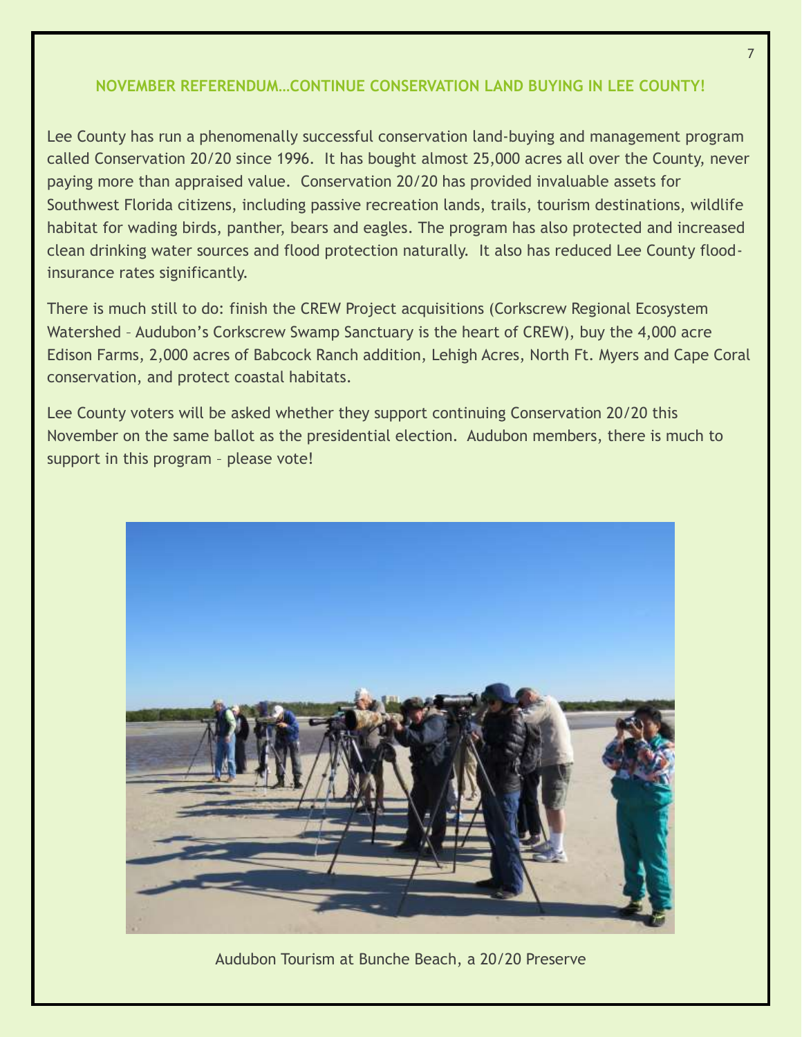## NOVEMBER REFERENDUM…CONTINUE CONSERVATION LAND BUYING IN LEE COUNTY!

Lee County has run a phenomenally successful conservation land-buying and management program called Conservation 20/20 since 1996. It has bought almost 25,000 acres all over the County, never paying more than appraised value. Conservation 20/20 has provided invaluable assets for Southwest Florida citizens, including passive recreation lands, trails, tourism destinations, wildlife habitat for wading birds, panther, bears and eagles. The program has also protected and increased clean drinking water sources and flood protection naturally. It also has reduced Lee County flood-insurance rates significantly.

There is much still to do: finish the CREW Project acquisitions (Corkscrew Regional Ecosystem Watershed – Audubon's Corkscrew Swamp Sanctuary is the heart of CREW), buy the 4,000 acre Edison Farms, 2,000 acres of Babcock Ranch addition, Lehigh Acres, North Ft. Myers and Cape Coral conservation, and protect coastal habitats.

Lee County voters will be asked whether they support continuing Conservation 20/20 this November on the same ballot as the presidential election. Audubon members, there is much to support in this program – please vote!

Audubon Tourism at Bunche Beach, a 20/20 Preserve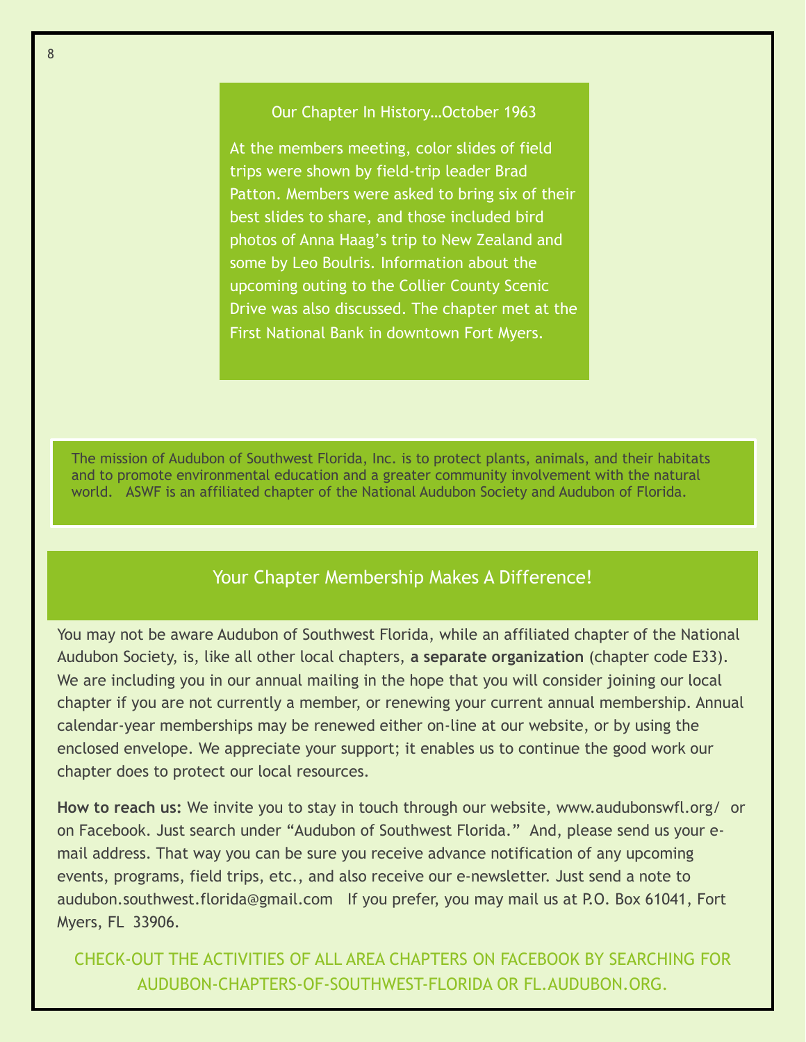## Our Chapter In History…October 1963

At the members meeting, color slides of field trips were shown by field-trip leader Brad Patton. Members were asked to bring six of their best slides to share, and those included bird photos of Anna Haag's trip to New Zealand and some by Leo Boulris. Information about the upcoming outing to the Collier County Scenic Drive was also discussed. The chapter met at the First National Bank in downtown Fort Myers.

The mission of Audubon of Southwest Florida, Inc. is to protect plants, animals, and their habitats and to promote environmental education and a greater community involvement with the natural world. ASWF is an affiliated chapter of the National Audubon Society and Audubon of Florida.

## Your Chapter Membership Makes A Difference!

You may not be aware Audubon of Southwest Florida, while an affiliated chapter of the National Audubon Society, is, like all other local chapters, **a separate organization** (chapter code E33). We are including you in our annual mailing in the hope that you will consider joining our local chapter if you are not currently a member, or renewing your current annual membership. Annual calendar-year memberships may be renewed either on-line at our website, or by using the enclosed envelope. We appreciate your support; it enables us to continue the good work our chapter does to protect our local resources.

**How to reach us:** We invite you to stay in touch through our website, www.audubonswfl.org/ or on Facebook. Just search under "Audubon of Southwest Florida." And, please send us your e-mail address. That way you can be sure you receive advance notification of any upcoming events, programs, field trips, etc., and also receive our e-newsletter. Just send a note to audubon.southwest.florida@gmail.com If you prefer, you may mail us at P.O. Box 61041, Fort Myers, FL 33906.

CHECK-OUT THE ACTIVITIES OF ALL AREA CHAPTERS ON FACEBOOK BY SEARCHING FOR AUDUBON-CHAPTERS-OF-SOUTHWEST-FLORIDA OR FL.AUDUBON.ORG.